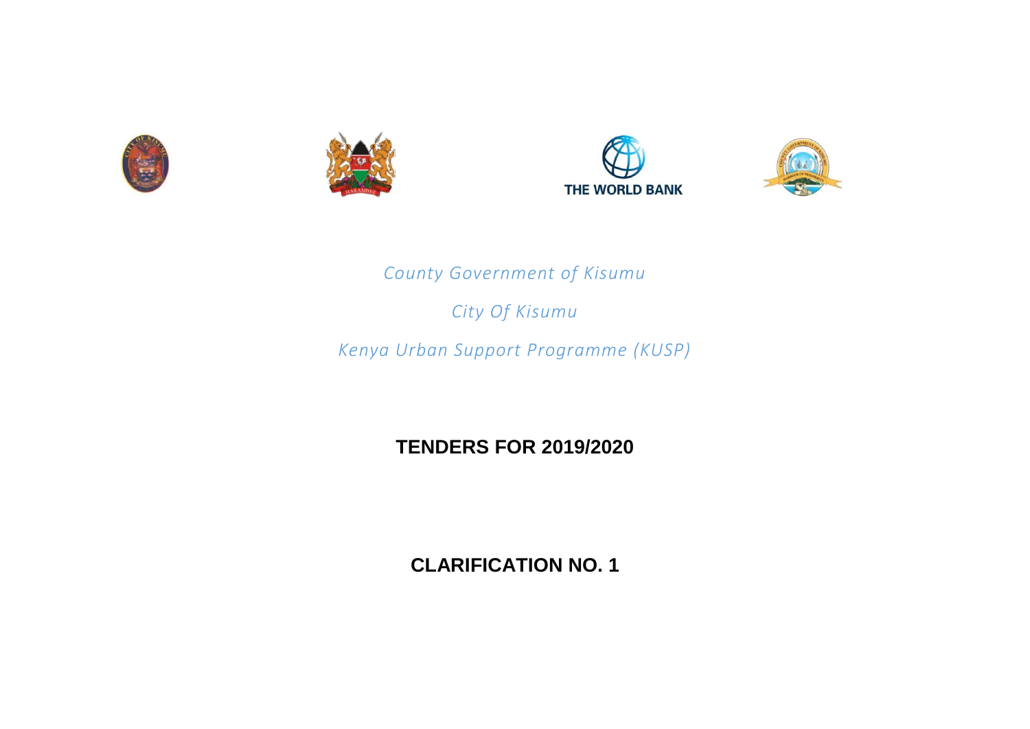*County Government of Kisumu*

*City Of Kisumu*

*Kenya Urban Support Programme (KUSP)*

# TENDERS FOR 2019/2020

# CLARIFICATION NO. 1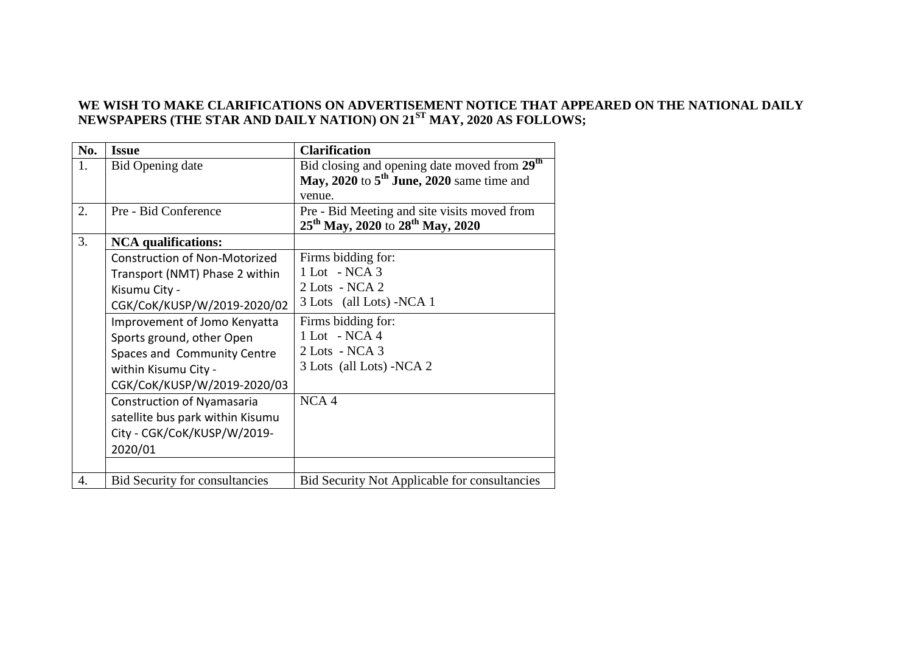**WE WISH TO MAKE CLARIFICATIONS ON ADVERTISEMENT NOTICE THAT APPEARED ON THE NATIONAL DAILY NEWSPAPERS (THE STAR AND DAILY NATION) ON 21ST MAY, 2020 AS FOLLOWS;**

| No. | Issue | Clarification |
|---|---|---|
| 1. | Bid Opening date | Bid closing and opening date moved from **29th May, 2020** to **5th June, 2020** same time and venue. |
| 2. | Pre - Bid Conference | Pre - Bid Meeting and site visits moved from **25th May, 2020** to **28th May, 2020** |
| 3. | **NCA qualifications:** | |
| | Construction of Non-Motorized Transport (NMT) Phase 2 within Kisumu City - CGK/CoK/KUSP/W/2019-2020/02 | Firms bidding for:<br>1 Lot - NCA 3<br>2 Lots - NCA 2<br>3 Lots (all Lots) -NCA 1 |
| | Improvement of Jomo Kenyatta Sports ground, other Open Spaces and Community Centre within Kisumu City - CGK/CoK/KUSP/W/2019-2020/03 | Firms bidding for:<br>1 Lot - NCA 4<br>2 Lots - NCA 3<br>3 Lots (all Lots) -NCA 2 |
| | Construction of Nyamasaria satellite bus park within Kisumu City - CGK/CoK/KUSP/W/2019-2020/01 | NCA 4 |
| | | |
| 4. | Bid Security for consultancies | Bid Security Not Applicable for consultancies |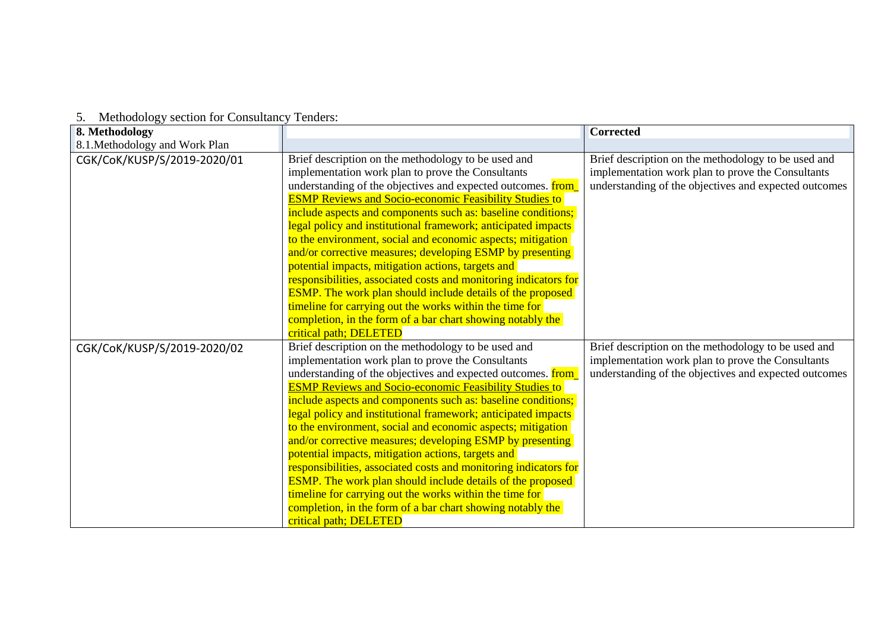5. Methodology section for Consultancy Tenders:

| 8. Methodology<br>8.1.Methodology and Work Plan | | Corrected |
|---|---|---|
| CGK/CoK/KUSP/S/2019-2020/01 | Brief description on the methodology to be used and implementation work plan to prove the Consultants understanding of the objectives and expected outcomes. from ESMP Reviews and Socio-economic Feasibility Studies to include aspects and components such as: baseline conditions; legal policy and institutional framework; anticipated impacts to the environment, social and economic aspects; mitigation and/or corrective measures; developing ESMP by presenting potential impacts, mitigation actions, targets and responsibilities, associated costs and monitoring indicators for ESMP. The work plan should include details of the proposed timeline for carrying out the works within the time for completion, in the form of a bar chart showing notably the critical path; DELETED | Brief description on the methodology to be used and implementation work plan to prove the Consultants understanding of the objectives and expected outcomes |
| CGK/CoK/KUSP/S/2019-2020/02 | Brief description on the methodology to be used and implementation work plan to prove the Consultants understanding of the objectives and expected outcomes. from ESMP Reviews and Socio-economic Feasibility Studies to include aspects and components such as: baseline conditions; legal policy and institutional framework; anticipated impacts to the environment, social and economic aspects; mitigation and/or corrective measures; developing ESMP by presenting potential impacts, mitigation actions, targets and responsibilities, associated costs and monitoring indicators for ESMP. The work plan should include details of the proposed timeline for carrying out the works within the time for completion, in the form of a bar chart showing notably the critical path; DELETED | Brief description on the methodology to be used and implementation work plan to prove the Consultants understanding of the objectives and expected outcomes |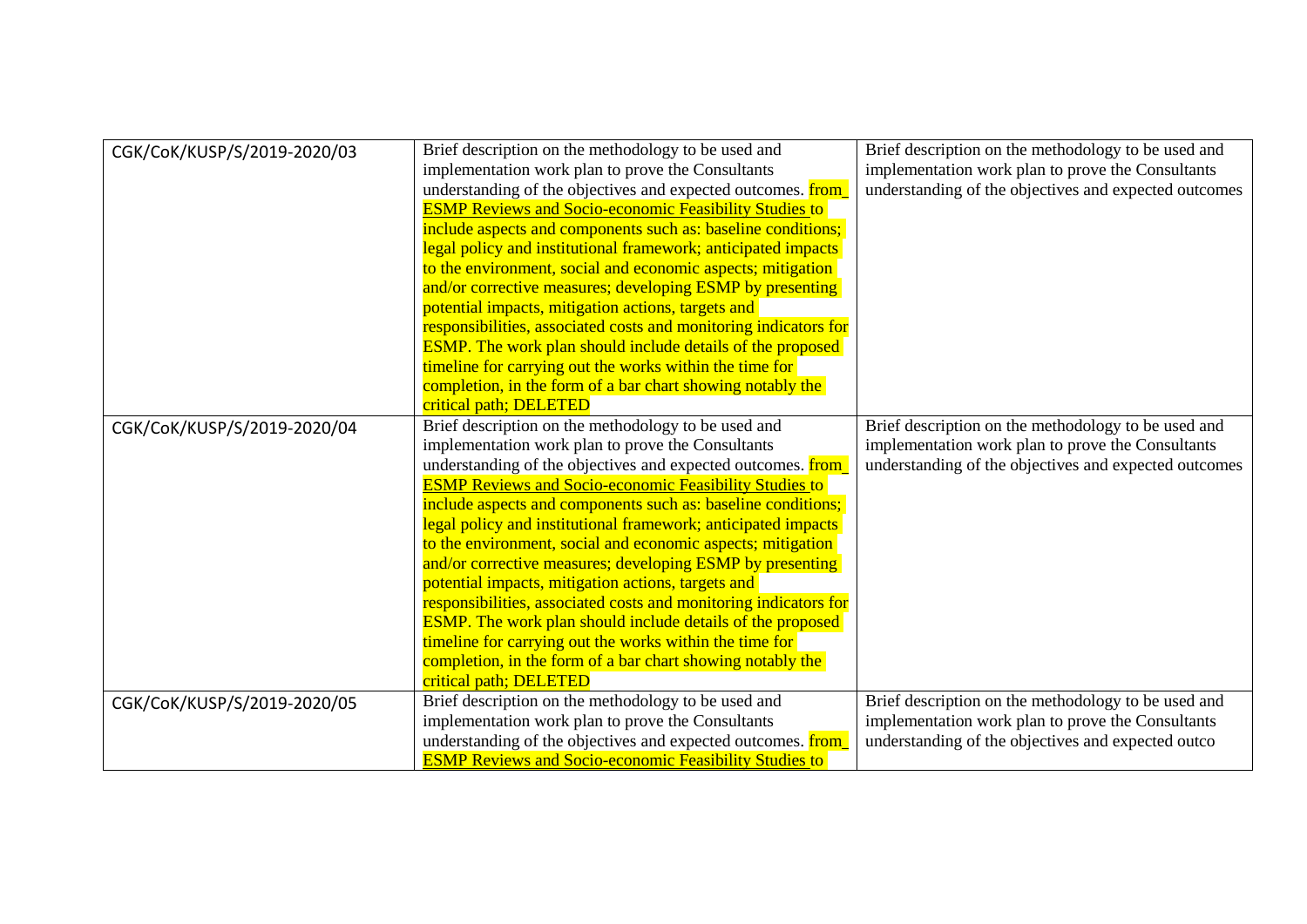| | | |
|---|---|---|
| CGK/CoK/KUSP/S/2019-2020/03 | Brief description on the methodology to be used and implementation work plan to prove the Consultants understanding of the objectives and expected outcomes. from ESMP Reviews and Socio-economic Feasibility Studies to include aspects and components such as: baseline conditions; legal policy and institutional framework; anticipated impacts to the environment, social and economic aspects; mitigation and/or corrective measures; developing ESMP by presenting potential impacts, mitigation actions, targets and responsibilities, associated costs and monitoring indicators for ESMP. The work plan should include details of the proposed timeline for carrying out the works within the time for completion, in the form of a bar chart showing notably the critical path; DELETED | Brief description on the methodology to be used and implementation work plan to prove the Consultants understanding of the objectives and expected outcomes |
| CGK/CoK/KUSP/S/2019-2020/04 | Brief description on the methodology to be used and implementation work plan to prove the Consultants understanding of the objectives and expected outcomes. from ESMP Reviews and Socio-economic Feasibility Studies to include aspects and components such as: baseline conditions; legal policy and institutional framework; anticipated impacts to the environment, social and economic aspects; mitigation and/or corrective measures; developing ESMP by presenting potential impacts, mitigation actions, targets and responsibilities, associated costs and monitoring indicators for ESMP. The work plan should include details of the proposed timeline for carrying out the works within the time for completion, in the form of a bar chart showing notably the critical path; DELETED | Brief description on the methodology to be used and implementation work plan to prove the Consultants understanding of the objectives and expected outcomes |
| CGK/CoK/KUSP/S/2019-2020/05 | Brief description on the methodology to be used and implementation work plan to prove the Consultants understanding of the objectives and expected outcomes. from ESMP Reviews and Socio-economic Feasibility Studies to | Brief description on the methodology to be used and implementation work plan to prove the Consultants understanding of the objectives and expected outco |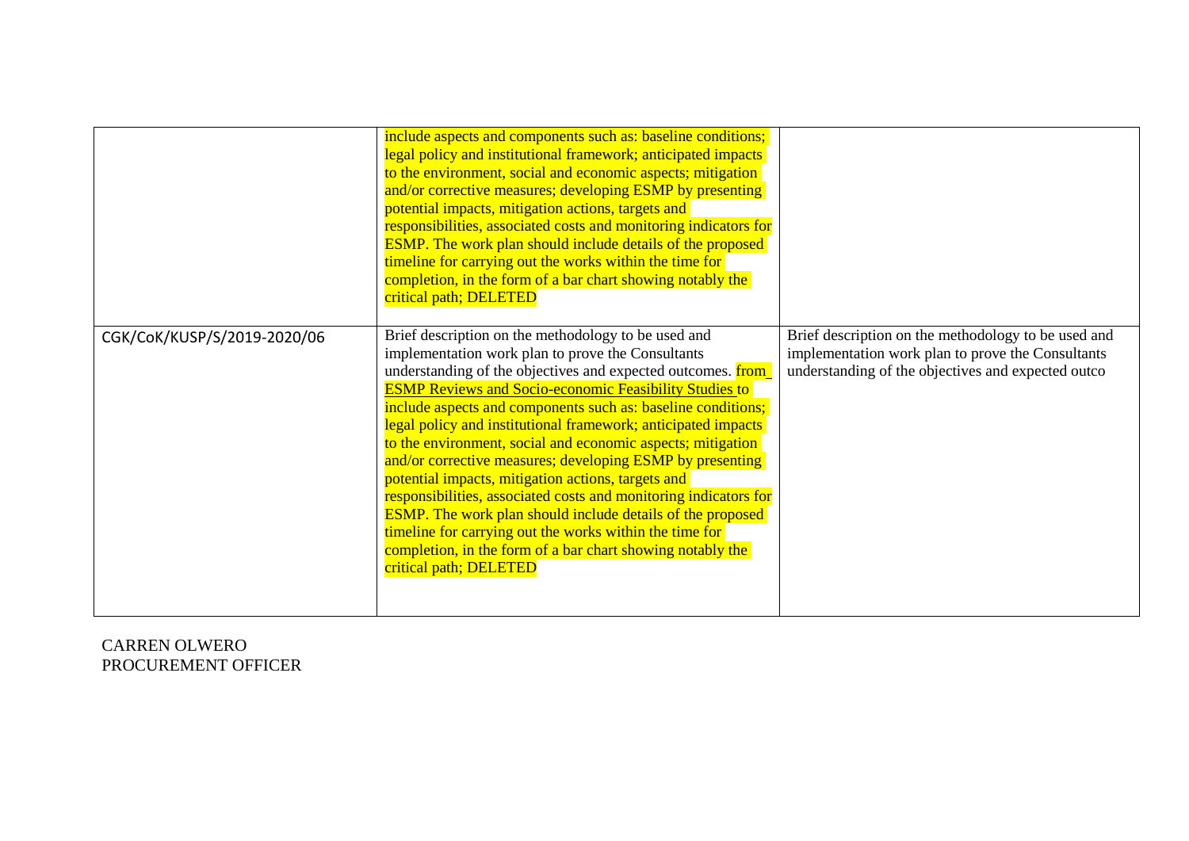| | | |
|---|---|---|
| | include aspects and components such as: baseline conditions; legal policy and institutional framework; anticipated impacts to the environment, social and economic aspects; mitigation and/or corrective measures; developing ESMP by presenting potential impacts, mitigation actions, targets and responsibilities, associated costs and monitoring indicators for ESMP. The work plan should include details of the proposed timeline for carrying out the works within the time for completion, in the form of a bar chart showing notably the critical path; DELETED | |
| CGK/CoK/KUSP/S/2019-2020/06 | Brief description on the methodology to be used and implementation work plan to prove the Consultants understanding of the objectives and expected outcomes. from ESMP Reviews and Socio-economic Feasibility Studies to include aspects and components such as: baseline conditions; legal policy and institutional framework; anticipated impacts to the environment, social and economic aspects; mitigation and/or corrective measures; developing ESMP by presenting potential impacts, mitigation actions, targets and responsibilities, associated costs and monitoring indicators for ESMP. The work plan should include details of the proposed timeline for carrying out the works within the time for completion, in the form of a bar chart showing notably the critical path; DELETED | Brief description on the methodology to be used and implementation work plan to prove the Consultants understanding of the objectives and expected outco |

CARREN OLWERO
PROCUREMENT OFFICER